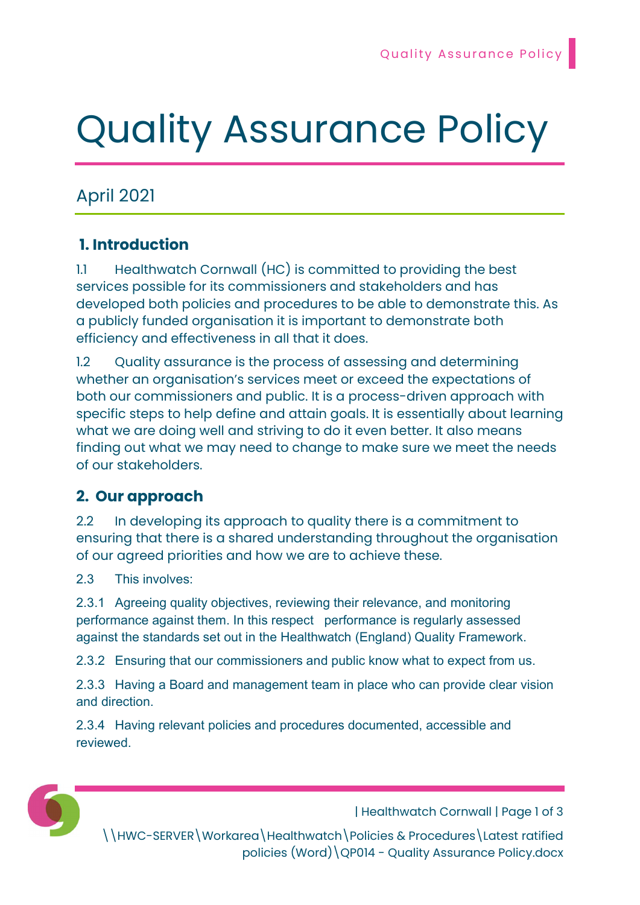# Quality Assurance Policy

April 2021

## 1. Introduction

1.1 Healthwatch Cornwall (HC) is committed to providing the best services possible for its commissioners and stakeholders and has developed both policies and procedures to be able to demonstrate this. As a publicly funded organisation it is important to demonstrate both efficiency and effectiveness in all that it does.

1.2 Quality assurance is the process of assessing and determining whether an organisation's services meet or exceed the expectations of both our commissioners and public. It is a process-driven approach with specific steps to help define and attain goals. It is essentially about learning what we are doing well and striving to do it even better. It also means finding out what we may need to change to make sure we meet the needs of our stakeholders.

## 2. Our approach

2.2 In developing its approach to quality there is a commitment to ensuring that there is a shared understanding throughout the organisation of our agreed priorities and how we are to achieve these.

2.3 This involves:

2.3.1 Agreeing quality objectives, reviewing their relevance, and monitoring performance against them. In this respect performance is regularly assessed against the standards set out in the Healthwatch (England) Quality Framework.

2.3.2 Ensuring that our commissioners and public know what to expect from us.

2.3.3 Having a Board and management team in place who can provide clear vision and direction.

2.3.4 Having relevant policies and procedures documented, accessible and reviewed.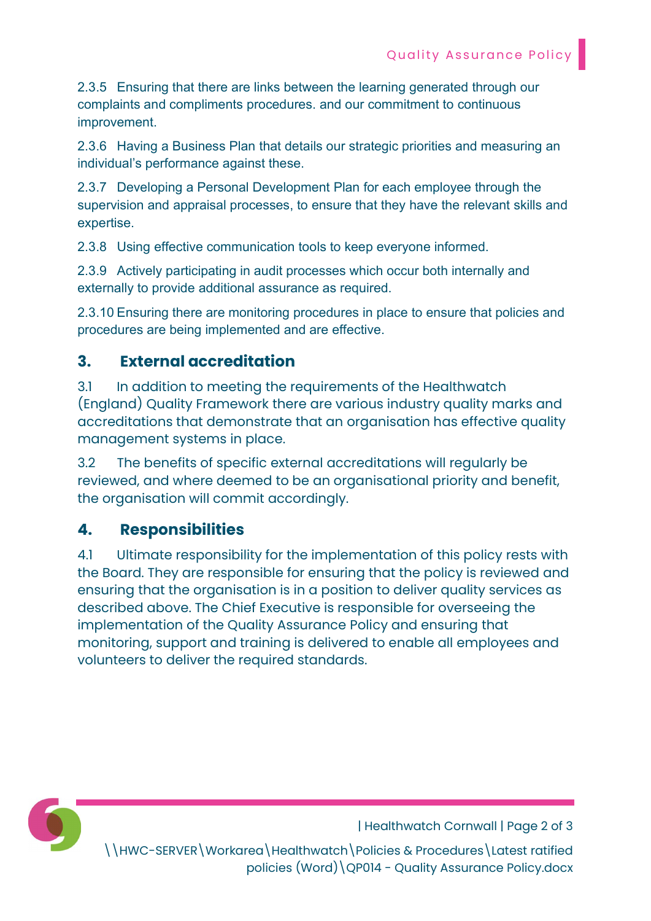2.3.5 Ensuring that there are links between the learning generated through our complaints and compliments procedures. and our commitment to continuous improvement.

2.3.6 Having a Business Plan that details our strategic priorities and measuring an individual's performance against these.

2.3.7 Developing a Personal Development Plan for each employee through the supervision and appraisal processes, to ensure that they have the relevant skills and expertise.

2.3.8 Using effective communication tools to keep everyone informed.

2.3.9 Actively participating in audit processes which occur both internally and externally to provide additional assurance as required.

2.3.10 Ensuring there are monitoring procedures in place to ensure that policies and procedures are being implemented and are effective.

## 3. External accreditation

3.1 In addition to meeting the requirements of the Healthwatch (England) Quality Framework there are various industry quality marks and accreditations that demonstrate that an organisation has effective quality management systems in place.

3.2 The benefits of specific external accreditations will regularly be reviewed, and where deemed to be an organisational priority and benefit, the organisation will commit accordingly.

## 4. Responsibilities

4.1 Ultimate responsibility for the implementation of this policy rests with the Board. They are responsible for ensuring that the policy is reviewed and ensuring that the organisation is in a position to deliver quality services as described above. The Chief Executive is responsible for overseeing the implementation of the Quality Assurance Policy and ensuring that monitoring, support and training is delivered to enable all employees and volunteers to deliver the required standards.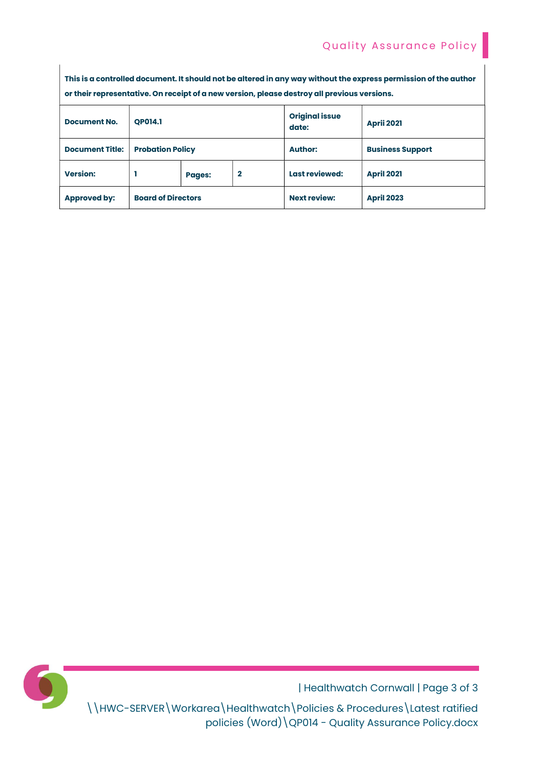**This is a controlled document. It should not be altered in any way without the express permission of the author or their representative. On receipt of a new version, please destroy all previous versions.**

| | | | | | |
|---|---|---|---|---|---|
| **Document No.** | **QP014.1** | | | **Original issue date:** | **Aprii 2021** |
| **Document Title:** | **Probation Policy** | | | **Author:** | **Business Support** |
| **Version:** | **1** | **Pages:** | **2** | **Last reviewed:** | **April 2021** |
| **Approved by:** | **Board of Directors** | | | **Next review:** | **April 2023** |

\\HWC-SERVER\Workarea\Healthwatch\Policies & Procedures\Latest ratified policies (Word)\QP014 - Quality Assurance Policy.docx